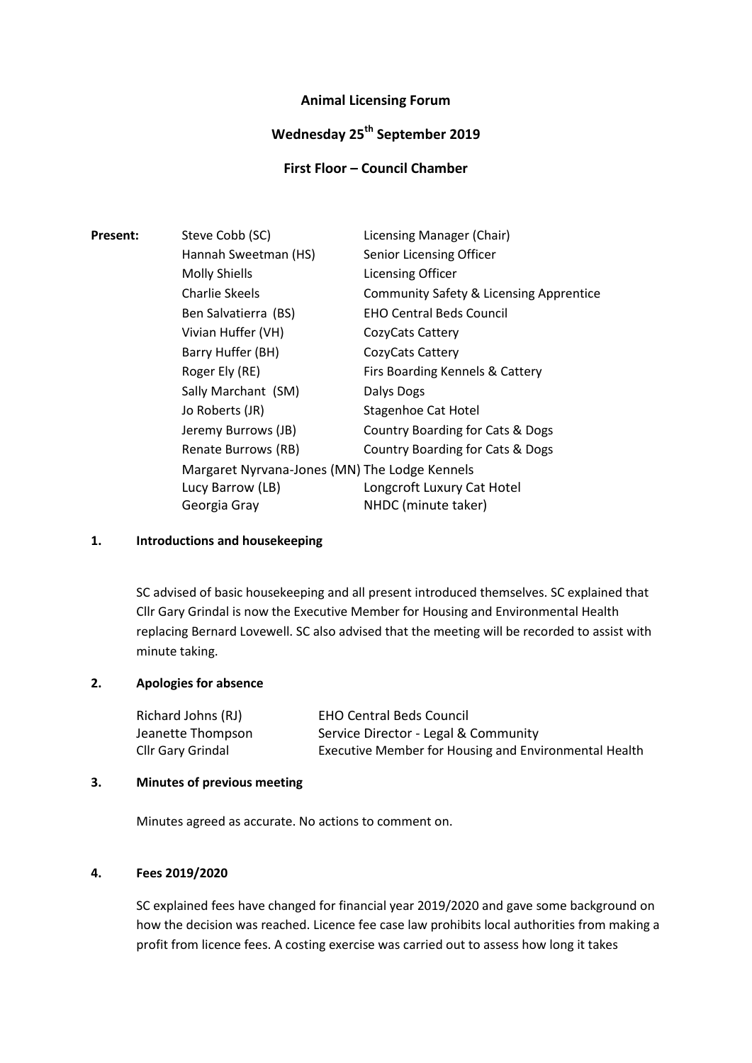**Animal Licensing Forum**

**Wednesday 25th September 2019**

**First Floor – Council Chamber**

| **Present:** | | |
|---|---|---|
| | Steve Cobb (SC) | Licensing Manager (Chair) |
| | Hannah Sweetman (HS) | Senior Licensing Officer |
| | Molly Shiells | Licensing Officer |
| | Charlie Skeels | Community Safety & Licensing Apprentice |
| | Ben Salvatierra (BS) | EHO Central Beds Council |
| | Vivian Huffer (VH) | CozyCats Cattery |
| | Barry Huffer (BH) | CozyCats Cattery |
| | Roger Ely (RE) | Firs Boarding Kennels & Cattery |
| | Sally Marchant (SM) | Dalys Dogs |
| | Jo Roberts (JR) | Stagenhoe Cat Hotel |
| | Jeremy Burrows (JB) | Country Boarding for Cats & Dogs |
| | Renate Burrows (RB) | Country Boarding for Cats & Dogs |
| | Margaret Nyrvana-Jones (MN) | The Lodge Kennels |
| | Lucy Barrow (LB) | Longcroft Luxury Cat Hotel |
| | Georgia Gray | NHDC (minute taker) |

## 1. Introductions and housekeeping

SC advised of basic housekeeping and all present introduced themselves. SC explained that Cllr Gary Grindal is now the Executive Member for Housing and Environmental Health replacing Bernard Lovewell. SC also advised that the meeting will be recorded to assist with minute taking.

## 2. Apologies for absence

| | |
|---|---|
| Richard Johns (RJ) | EHO Central Beds Council |
| Jeanette Thompson | Service Director - Legal & Community |
| Cllr Gary Grindal | Executive Member for Housing and Environmental Health |

## 3. Minutes of previous meeting

Minutes agreed as accurate. No actions to comment on.

## 4. Fees 2019/2020

SC explained fees have changed for financial year 2019/2020 and gave some background on how the decision was reached. Licence fee case law prohibits local authorities from making a profit from licence fees. A costing exercise was carried out to assess how long it takes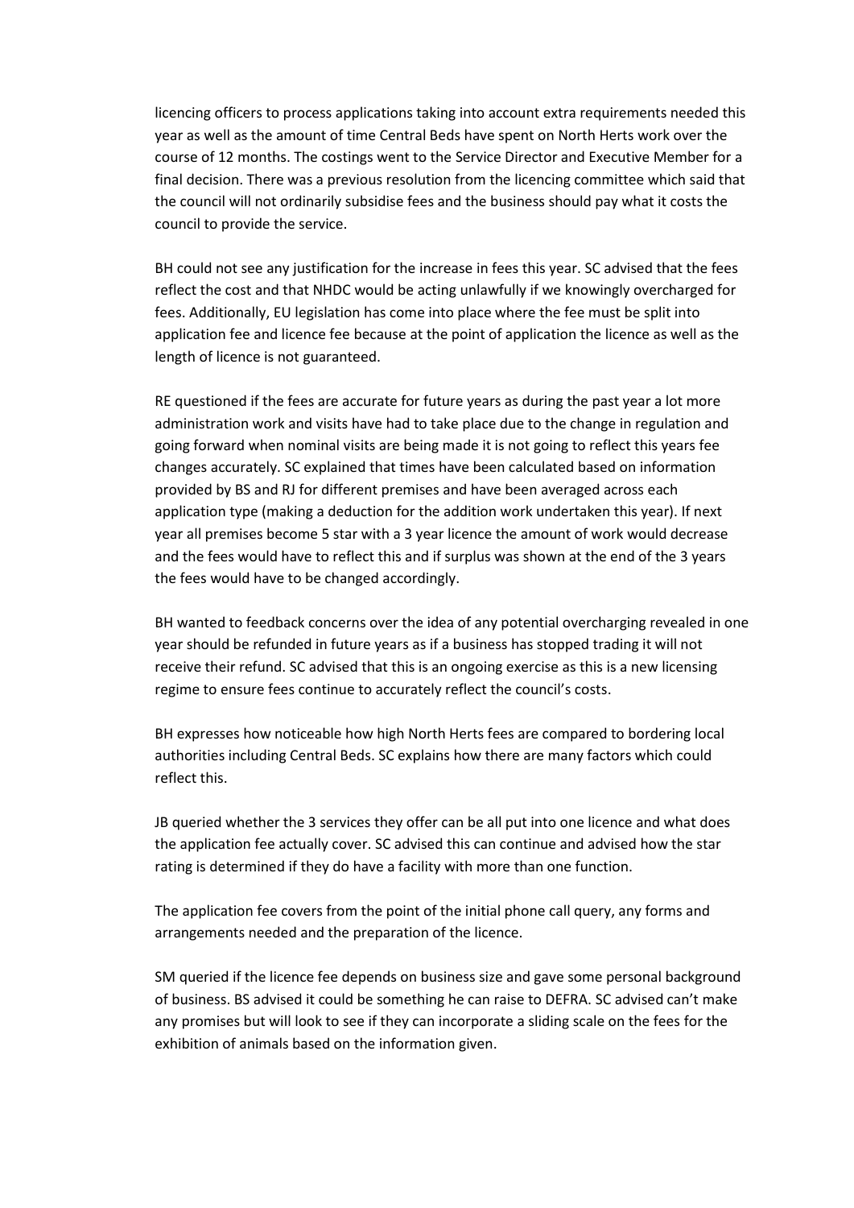licencing officers to process applications taking into account extra requirements needed this year as well as the amount of time Central Beds have spent on North Herts work over the course of 12 months. The costings went to the Service Director and Executive Member for a final decision. There was a previous resolution from the licencing committee which said that the council will not ordinarily subsidise fees and the business should pay what it costs the council to provide the service.

BH could not see any justification for the increase in fees this year. SC advised that the fees reflect the cost and that NHDC would be acting unlawfully if we knowingly overcharged for fees. Additionally, EU legislation has come into place where the fee must be split into application fee and licence fee because at the point of application the licence as well as the length of licence is not guaranteed.

RE questioned if the fees are accurate for future years as during the past year a lot more administration work and visits have had to take place due to the change in regulation and going forward when nominal visits are being made it is not going to reflect this years fee changes accurately. SC explained that times have been calculated based on information provided by BS and RJ for different premises and have been averaged across each application type (making a deduction for the addition work undertaken this year). If next year all premises become 5 star with a 3 year licence the amount of work would decrease and the fees would have to reflect this and if surplus was shown at the end of the 3 years the fees would have to be changed accordingly.

BH wanted to feedback concerns over the idea of any potential overcharging revealed in one year should be refunded in future years as if a business has stopped trading it will not receive their refund. SC advised that this is an ongoing exercise as this is a new licensing regime to ensure fees continue to accurately reflect the council's costs.

BH expresses how noticeable how high North Herts fees are compared to bordering local authorities including Central Beds. SC explains how there are many factors which could reflect this.

JB queried whether the 3 services they offer can be all put into one licence and what does the application fee actually cover. SC advised this can continue and advised how the star rating is determined if they do have a facility with more than one function.

The application fee covers from the point of the initial phone call query, any forms and arrangements needed and the preparation of the licence.

SM queried if the licence fee depends on business size and gave some personal background of business. BS advised it could be something he can raise to DEFRA. SC advised can't make any promises but will look to see if they can incorporate a sliding scale on the fees for the exhibition of animals based on the information given.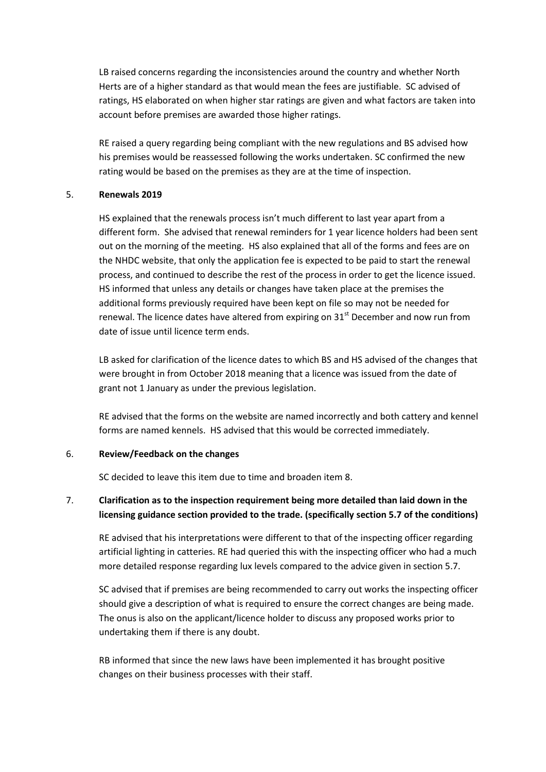LB raised concerns regarding the inconsistencies around the country and whether North Herts are of a higher standard as that would mean the fees are justifiable. SC advised of ratings, HS elaborated on when higher star ratings are given and what factors are taken into account before premises are awarded those higher ratings.

RE raised a query regarding being compliant with the new regulations and BS advised how his premises would be reassessed following the works undertaken. SC confirmed the new rating would be based on the premises as they are at the time of inspection.

5. **Renewals 2019**

HS explained that the renewals process isn't much different to last year apart from a different form. She advised that renewal reminders for 1 year licence holders had been sent out on the morning of the meeting. HS also explained that all of the forms and fees are on the NHDC website, that only the application fee is expected to be paid to start the renewal process, and continued to describe the rest of the process in order to get the licence issued. HS informed that unless any details or changes have taken place at the premises the additional forms previously required have been kept on file so may not be needed for renewal. The licence dates have altered from expiring on 31st December and now run from date of issue until licence term ends.

LB asked for clarification of the licence dates to which BS and HS advised of the changes that were brought in from October 2018 meaning that a licence was issued from the date of grant not 1 January as under the previous legislation.

RE advised that the forms on the website are named incorrectly and both cattery and kennel forms are named kennels. HS advised that this would be corrected immediately.

6. **Review/Feedback on the changes**

SC decided to leave this item due to time and broaden item 8.

7. **Clarification as to the inspection requirement being more detailed than laid down in the licensing guidance section provided to the trade. (specifically section 5.7 of the conditions)**

RE advised that his interpretations were different to that of the inspecting officer regarding artificial lighting in catteries. RE had queried this with the inspecting officer who had a much more detailed response regarding lux levels compared to the advice given in section 5.7.

SC advised that if premises are being recommended to carry out works the inspecting officer should give a description of what is required to ensure the correct changes are being made. The onus is also on the applicant/licence holder to discuss any proposed works prior to undertaking them if there is any doubt.

RB informed that since the new laws have been implemented it has brought positive changes on their business processes with their staff.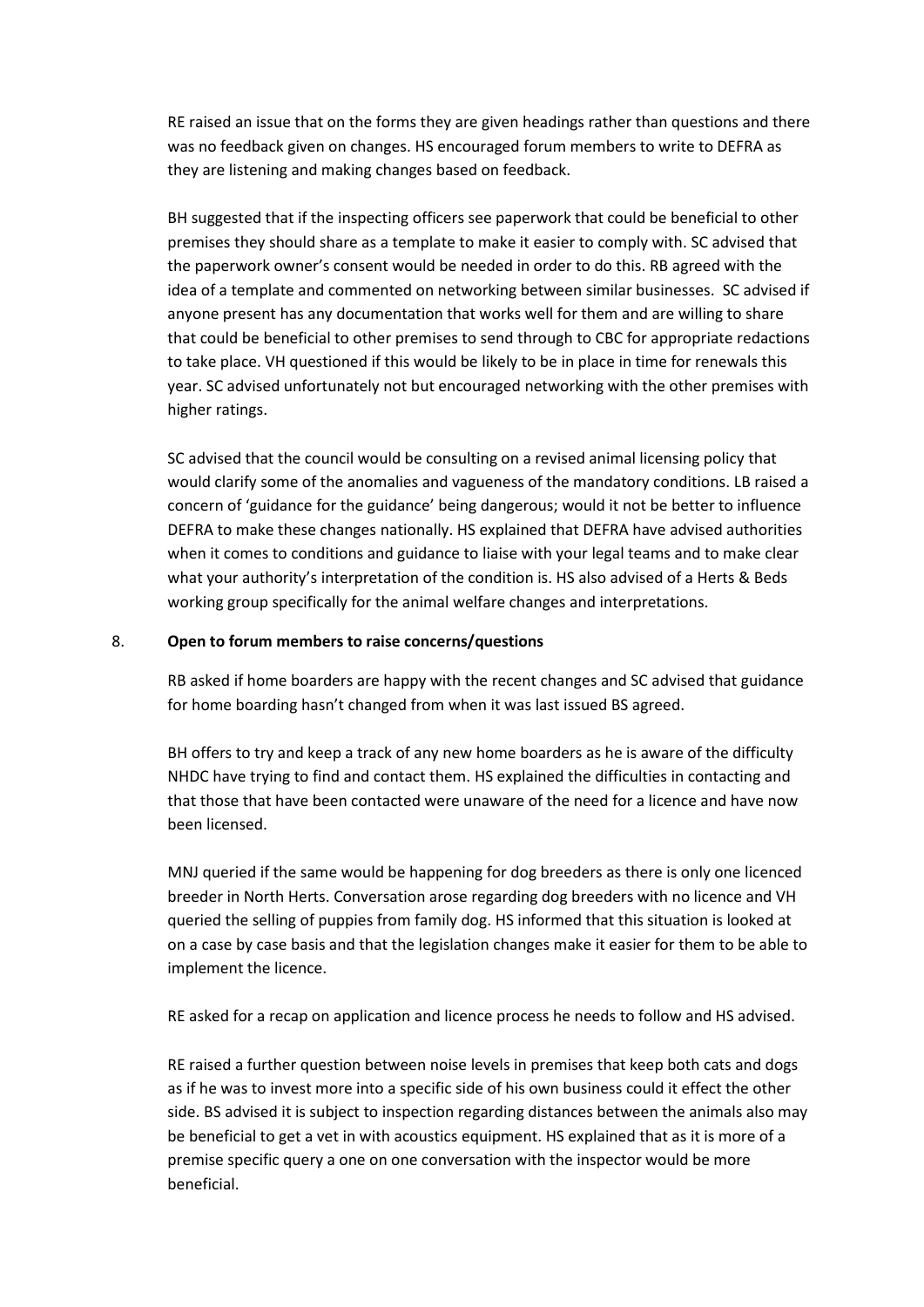RE raised an issue that on the forms they are given headings rather than questions and there was no feedback given on changes. HS encouraged forum members to write to DEFRA as they are listening and making changes based on feedback.

BH suggested that if the inspecting officers see paperwork that could be beneficial to other premises they should share as a template to make it easier to comply with. SC advised that the paperwork owner's consent would be needed in order to do this. RB agreed with the idea of a template and commented on networking between similar businesses. SC advised if anyone present has any documentation that works well for them and are willing to share that could be beneficial to other premises to send through to CBC for appropriate redactions to take place. VH questioned if this would be likely to be in place in time for renewals this year. SC advised unfortunately not but encouraged networking with the other premises with higher ratings.

SC advised that the council would be consulting on a revised animal licensing policy that would clarify some of the anomalies and vagueness of the mandatory conditions. LB raised a concern of 'guidance for the guidance' being dangerous; would it not be better to influence DEFRA to make these changes nationally. HS explained that DEFRA have advised authorities when it comes to conditions and guidance to liaise with your legal teams and to make clear what your authority's interpretation of the condition is. HS also advised of a Herts & Beds working group specifically for the animal welfare changes and interpretations.

8. **Open to forum members to raise concerns/questions**

RB asked if home boarders are happy with the recent changes and SC advised that guidance for home boarding hasn't changed from when it was last issued BS agreed.

BH offers to try and keep a track of any new home boarders as he is aware of the difficulty NHDC have trying to find and contact them. HS explained the difficulties in contacting and that those that have been contacted were unaware of the need for a licence and have now been licensed.

MNJ queried if the same would be happening for dog breeders as there is only one licenced breeder in North Herts. Conversation arose regarding dog breeders with no licence and VH queried the selling of puppies from family dog. HS informed that this situation is looked at on a case by case basis and that the legislation changes make it easier for them to be able to implement the licence.

RE asked for a recap on application and licence process he needs to follow and HS advised.

RE raised a further question between noise levels in premises that keep both cats and dogs as if he was to invest more into a specific side of his own business could it effect the other side. BS advised it is subject to inspection regarding distances between the animals also may be beneficial to get a vet in with acoustics equipment. HS explained that as it is more of a premise specific query a one on one conversation with the inspector would be more beneficial.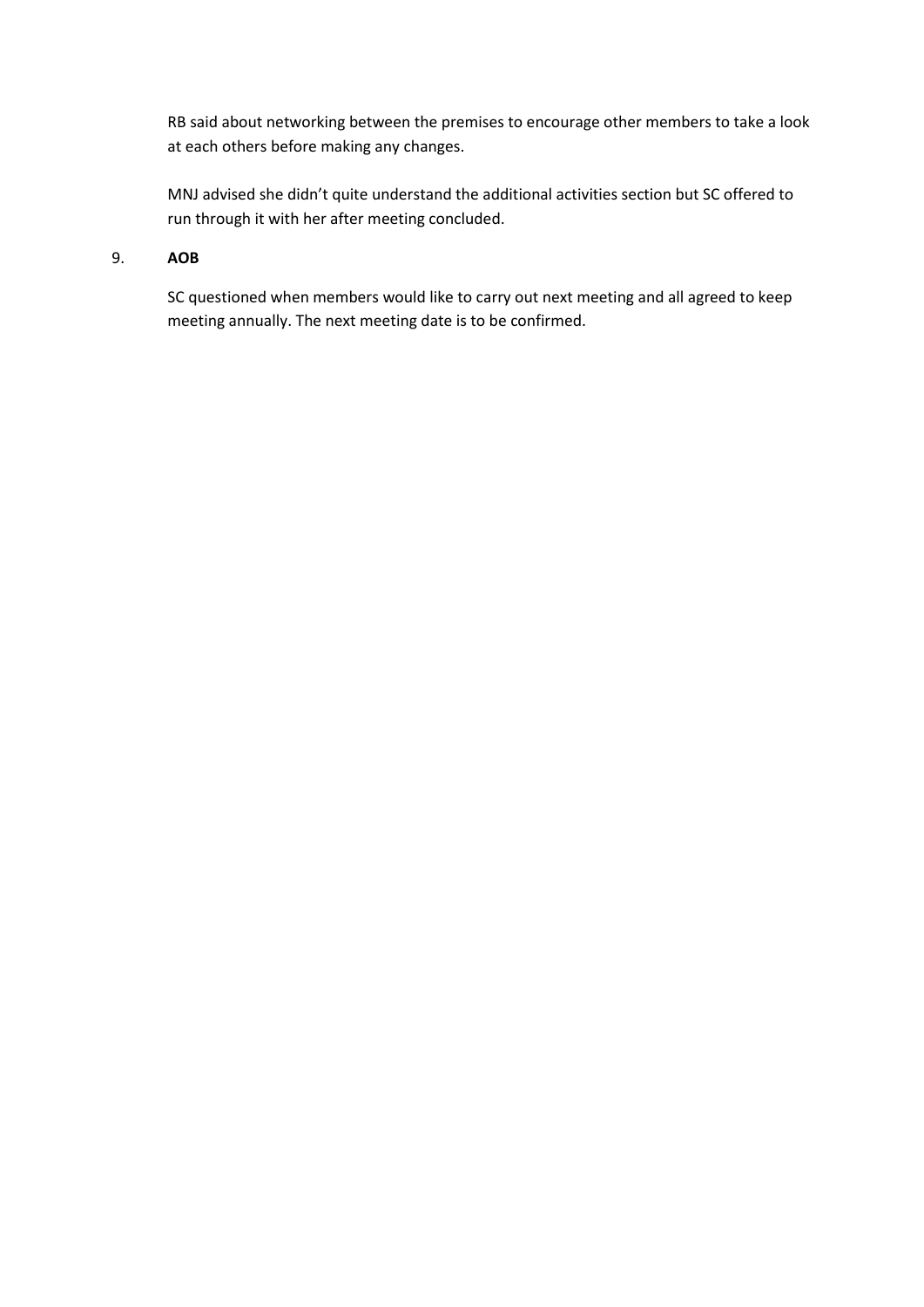RB said about networking between the premises to encourage other members to take a look at each others before making any changes.

MNJ advised she didn't quite understand the additional activities section but SC offered to run through it with her after meeting concluded.

9. **AOB**

SC questioned when members would like to carry out next meeting and all agreed to keep meeting annually. The next meeting date is to be confirmed.